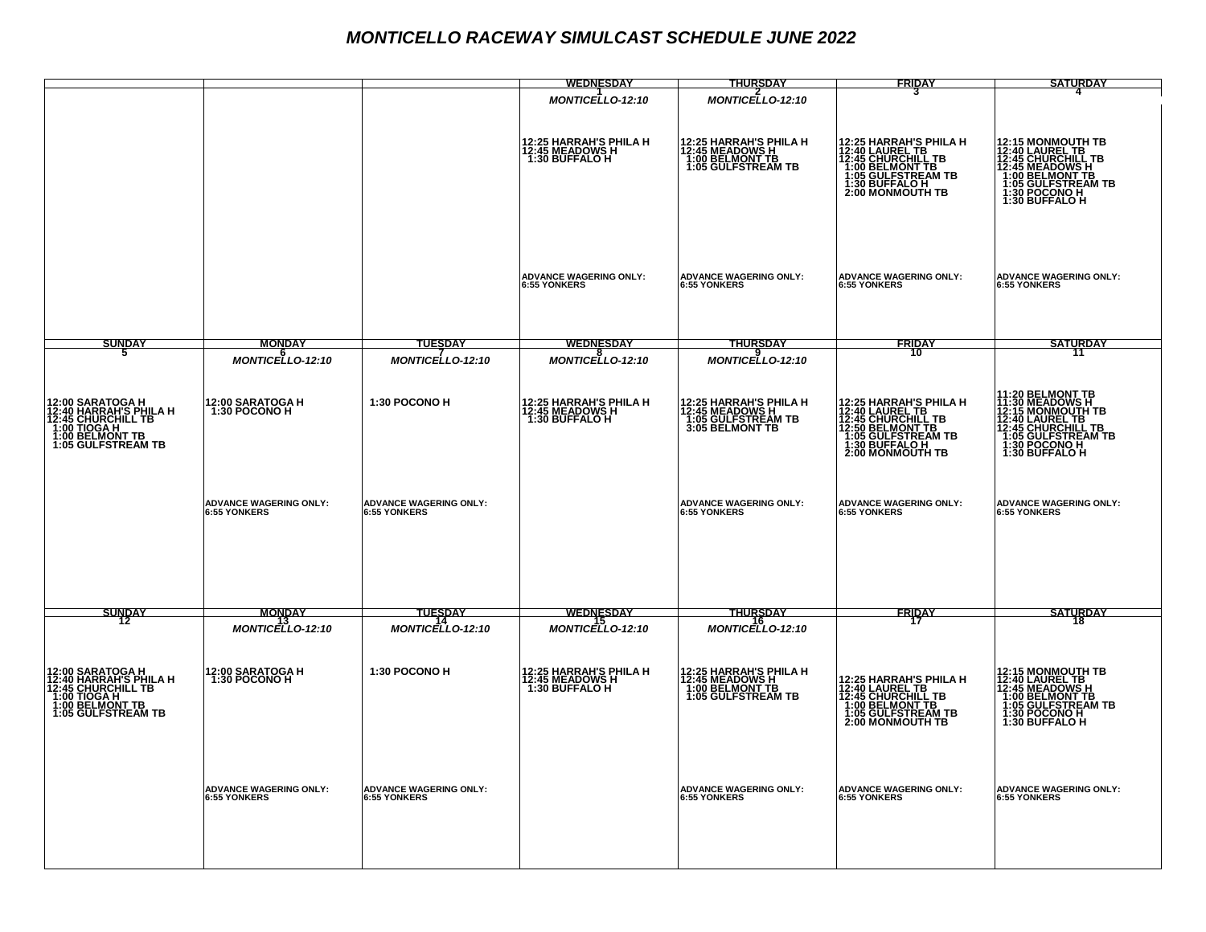# MONTICELLO RACEWAY SIMULCAST SCHEDULE JUNE 2022

| | | | WEDNESDAY | THURSDAY | FRIDAY | SATURDAY |
|---|---|---|---|---|---|---|
| | | | 1<br>*MONTICELLO-12:10*<br><br>12:25 HARRAH'S PHILA H<br>12:45 MEADOWS H<br>1:30 BUFFALO H<br><br>ADVANCE WAGERING ONLY:<br>6:55 YONKERS | 2<br>*MONTICELLO-12:10*<br><br>12:25 HARRAH'S PHILA H<br>12:45 MEADOWS H<br>1:00 BELMONT TB<br>1:05 GULFSTREAM TB<br><br>ADVANCE WAGERING ONLY:<br>6:55 YONKERS | 3<br><br>12:25 HARRAH'S PHILA H<br>12:40 LAUREL TB<br>12:45 CHURCHILL TB<br>1:00 BELMONT TB<br>1:05 GULFSTREAM TB<br>1:30 BUFFALO H<br>2:00 MONMOUTH TB<br><br>ADVANCE WAGERING ONLY:<br>6:55 YONKERS | 4<br><br>12:15 MONMOUTH TB<br>12:40 LAUREL TB<br>12:45 CHURCHILL TB<br>12:45 MEADOWS H<br>1:00 BELMONT TB<br>1:05 GULFSTREAM TB<br>1:30 POCONO H<br>1:30 BUFFALO H<br><br>ADVANCE WAGERING ONLY:<br>6:55 YONKERS |
| **SUNDAY** | **MONDAY** | **TUESDAY** | **WEDNESDAY** | **THURSDAY** | **FRIDAY** | **SATURDAY** |
| 5<br><br>12:00 SARATOGA H<br>12:40 HARRAH'S PHILA H<br>12:45 CHURCHILL TB<br>1:00 TIOGA H<br>1:00 BELMONT TB<br>1:05 GULFSTREAM TB | 6<br>*MONTICELLO-12:10*<br><br>12:00 SARATOGA H<br>1:30 POCONO H<br><br>ADVANCE WAGERING ONLY:<br>6:55 YONKERS | 7<br>*MONTICELLO-12:10*<br><br>1:30 POCONO H<br><br>ADVANCE WAGERING ONLY:<br>6:55 YONKERS | 8<br>*MONTICELLO-12:10*<br><br>12:25 HARRAH'S PHILA H<br>12:45 MEADOWS H<br>1:30 BUFFALO H | 9<br>*MONTICELLO-12:10*<br><br>12:25 HARRAH'S PHILA H<br>12:45 MEADOWS H<br>1:05 GULFSTREAM TB<br>3:05 BELMONT TB<br><br>ADVANCE WAGERING ONLY:<br>6:55 YONKERS | 10<br><br>12:25 HARRAH'S PHILA H<br>12:40 LAUREL TB<br>12:45 CHURCHILL TB<br>12:50 BELMONT TB<br>1:05 GULFSTREAM TB<br>1:30 BUFFALO H<br>2:00 MONMOUTH TB<br><br>ADVANCE WAGERING ONLY:<br>6:55 YONKERS | 11<br><br>11:20 BELMONT TB<br>11:30 MEADOWS H<br>12:15 MONMOUTH TB<br>12:40 LAUREL TB<br>12:45 CHURCHILL TB<br>1:05 GULFSTREAM TB<br>1:30 POCONO H<br>1:30 BUFFALO H<br><br>ADVANCE WAGERING ONLY:<br>6:55 YONKERS |
| **SUNDAY** | **MONDAY** | **TUESDAY** | **WEDNESDAY** | **THURSDAY** | **FRIDAY** | **SATURDAY** |
| 12<br><br>12:00 SARATOGA H<br>12:40 HARRAH'S PHILA H<br>12:45 CHURCHILL TB<br>1:00 TIOGA H<br>1:00 BELMONT TB<br>1:05 GULFSTREAM TB | 13<br>*MONTICELLO-12:10*<br><br>12:00 SARATOGA H<br>1:30 POCONO H<br><br>ADVANCE WAGERING ONLY:<br>6:55 YONKERS | 14<br>*MONTICELLO-12:10*<br><br>1:30 POCONO H<br><br>ADVANCE WAGERING ONLY:<br>6:55 YONKERS | 15<br>*MONTICELLO-12:10*<br><br>12:25 HARRAH'S PHILA H<br>12:45 MEADOWS H<br>1:30 BUFFALO H | 16<br>*MONTICELLO-12:10*<br><br>12:25 HARRAH'S PHILA H<br>12:45 MEADOWS H<br>1:00 BELMONT TB<br>1:05 GULFSTREAM TB<br><br>ADVANCE WAGERING ONLY:<br>6:55 YONKERS | 17<br><br>12:25 HARRAH'S PHILA H<br>12:40 LAUREL TB<br>12:45 CHURCHILL TB<br>1:00 BELMONT TB<br>1:05 GULFSTREAM TB<br>2:00 MONMOUTH TB<br><br>ADVANCE WAGERING ONLY:<br>6:55 YONKERS | 18<br><br>12:15 MONMOUTH TB<br>12:40 LAUREL TB<br>12:45 MEADOWS H<br>1:00 BELMONT TB<br>1:05 GULFSTREAM TB<br>1:30 POCONO H<br>1:30 BUFFALO H<br><br>ADVANCE WAGERING ONLY:<br>6:55 YONKERS |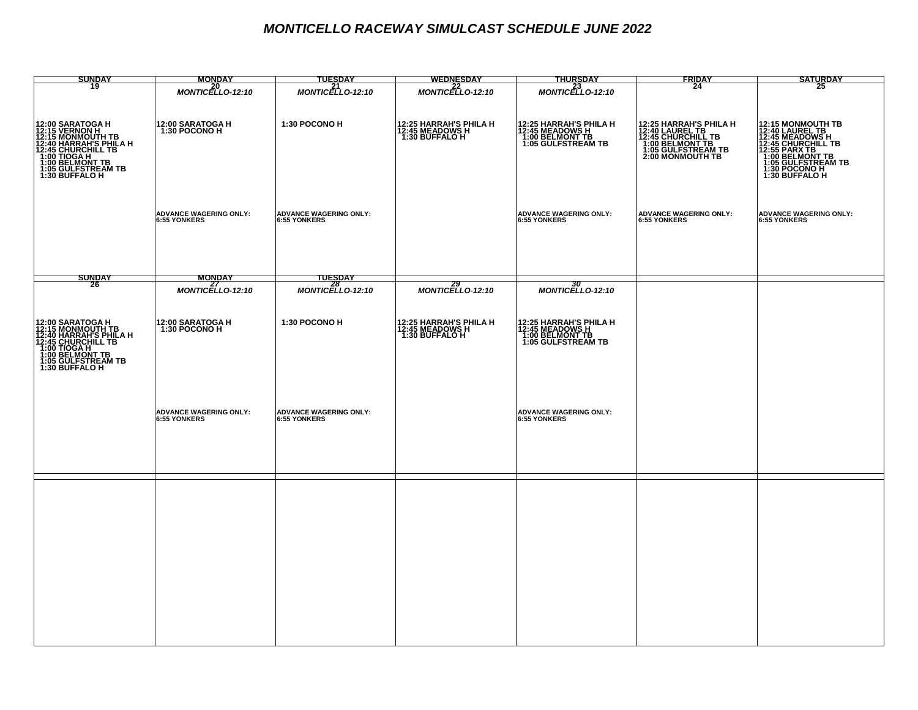# MONTICELLO RACEWAY SIMULCAST SCHEDULE JUNE 2022

| SUNDAY | MONDAY | TUESDAY | WEDNESDAY | THURSDAY | FRIDAY | SATURDAY |
|---|---|---|---|---|---|---|
| 19 | 20 | 21 | 22 | 23 | 24 | 25 |
| | *MONTICELLO-12:10* | *MONTICELLO-12:10* | *MONTICELLO-12:10* | *MONTICELLO-12:10* | | |
| **12:00 SARATOGA H**<br>**12:15 VERNON H**<br>**12:15 MONMOUTH TB**<br>**12:40 HARRAH'S PHILA H**<br>**12:45 CHURCHILL TB**<br>**1:00 TIOGA H**<br>**1:00 BELMONT TB**<br>**1:05 GULFSTREAM TB**<br>**1:30 BUFFALO H** | **12:00 SARATOGA H**<br>**1:30 POCONO H** | **1:30 POCONO H** | **12:25 HARRAH'S PHILA H**<br>**12:45 MEADOWS H**<br>**1:30 BUFFALO H** | **12:25 HARRAH'S PHILA H**<br>**12:45 MEADOWS H**<br>**1:00 BELMONT TB**<br>**1:05 GULFSTREAM TB** | **12:25 HARRAH'S PHILA H**<br>**12:40 LAUREL TB**<br>**12:45 CHURCHILL TB**<br>**1:00 BELMONT TB**<br>**1:05 GULFSTREAM TB**<br>**2:00 MONMOUTH TB** | **12:15 MONMOUTH TB**<br>**12:40 LAUREL TB**<br>**12:45 MEADOWS H**<br>**12:45 CHURCHILL TB**<br>**12:55 PARX TB**<br>**1:00 BELMONT TB**<br>**1:05 GULFSTREAM TB**<br>**1:30 POCONO H**<br>**1:30 BUFFALO H** |
| | ADVANCE WAGERING ONLY:<br>6:55 YONKERS | ADVANCE WAGERING ONLY:<br>6:55 YONKERS | | ADVANCE WAGERING ONLY:<br>6:55 YONKERS | ADVANCE WAGERING ONLY:<br>6:55 YONKERS | ADVANCE WAGERING ONLY:<br>6:55 YONKERS |
| **SUNDAY** | **MONDAY** | **TUESDAY** | | | | |
| 26 | *27* | *28* | *29* | *30* | | |
| | *MONTICELLO-12:10* | *MONTICELLO-12:10* | *MONTICELLO-12:10* | *MONTICELLO-12:10* | | |
| **12:00 SARATOGA H**<br>**12:15 MONMOUTH TB**<br>**12:40 HARRAH'S PHILA H**<br>**12:45 CHURCHILL TB**<br>**1:00 TIOGA H**<br>**1:00 BELMONT TB**<br>**1:05 GULFSTREAM TB**<br>**1:30 BUFFALO H** | **12:00 SARATOGA H**<br>**1:30 POCONO H** | **1:30 POCONO H** | **12:25 HARRAH'S PHILA H**<br>**12:45 MEADOWS H**<br>**1:30 BUFFALO H** | **12:25 HARRAH'S PHILA H**<br>**12:45 MEADOWS H**<br>**1:00 BELMONT TB**<br>**1:05 GULFSTREAM TB** | | |
| | ADVANCE WAGERING ONLY:<br>6:55 YONKERS | ADVANCE WAGERING ONLY:<br>6:55 YONKERS | | ADVANCE WAGERING ONLY:<br>6:55 YONKERS | | |